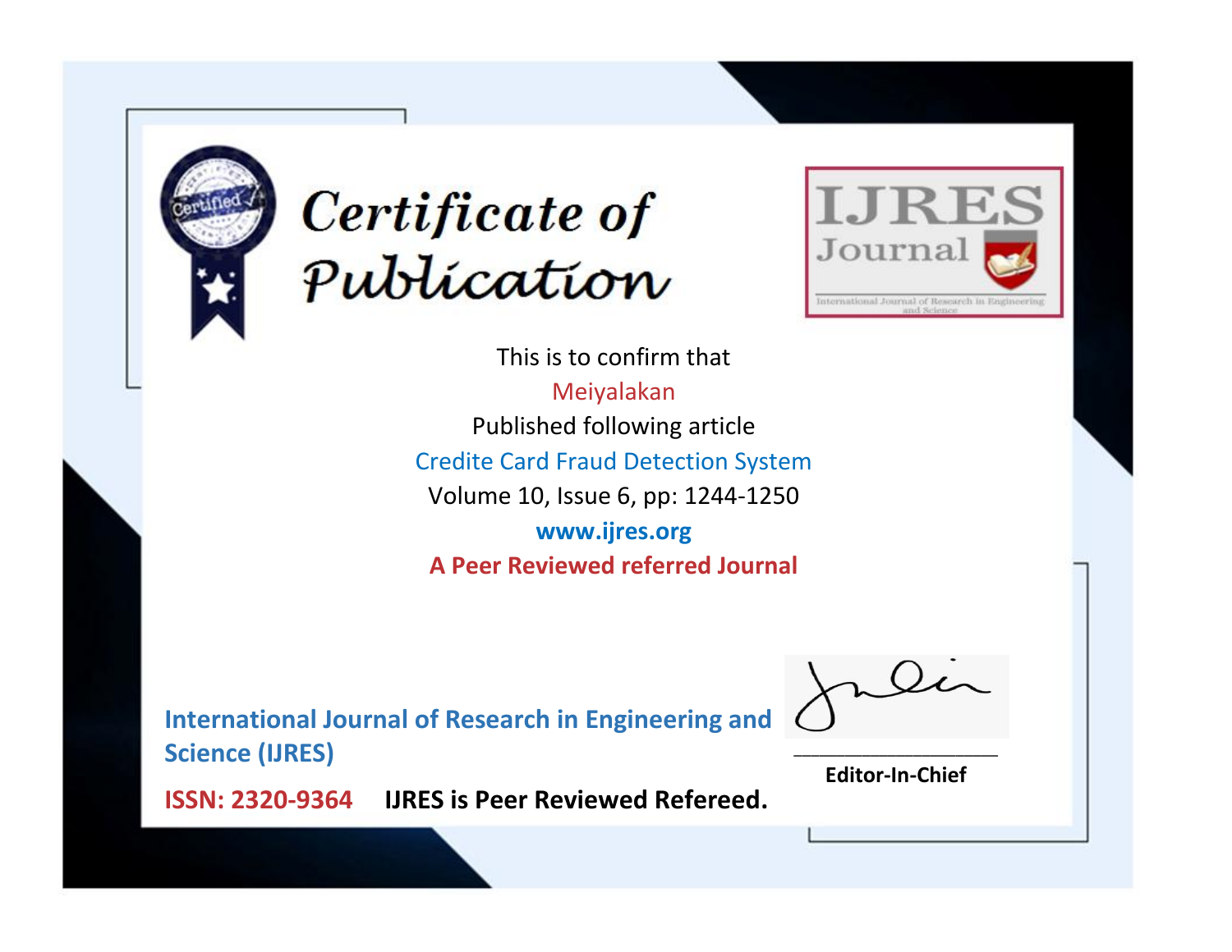# Certificate of Publication

**IJRES Journal**

International Journal of Research in Engineering and Science

This is to confirm that

Meiyalakan

Published following article

Credite Card Fraud Detection System

Volume 10, Issue 6, pp: 1244-1250

**www.ijres.org**

**A Peer Reviewed referred Journal**

**International Journal of Research in Engineering and Science (IJRES)**

**ISSN: 2320-9364** **IJRES is Peer Reviewed Refereed.**

**Editor-In-Chief**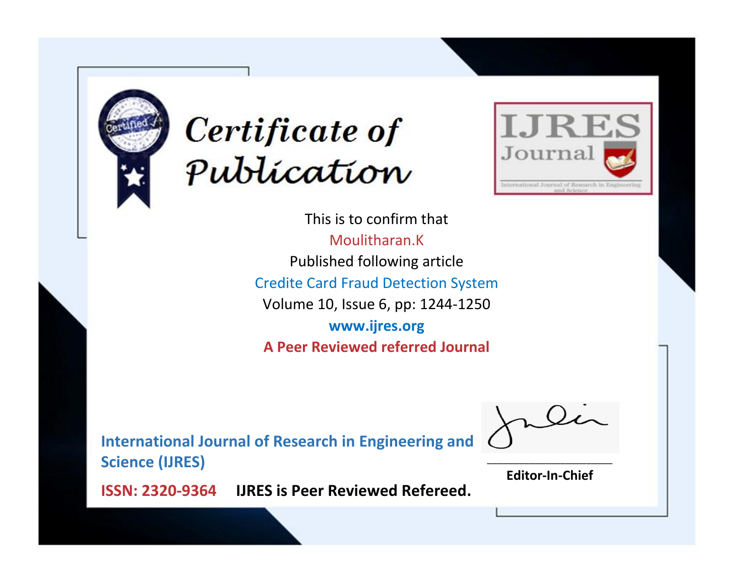# Certificate of Publication

IJRES Journal

International Journal of Research in Engineering and Science

This is to confirm that

Moulitharan.K

Published following article

Credite Card Fraud Detection System

Volume 10, Issue 6, pp: 1244-1250

www.ijres.org

**A Peer Reviewed referred Journal**

**International Journal of Research in Engineering and Science (IJRES)**

**ISSN: 2320-9364** **IJRES is Peer Reviewed Refereed.**

**Editor-In-Chief**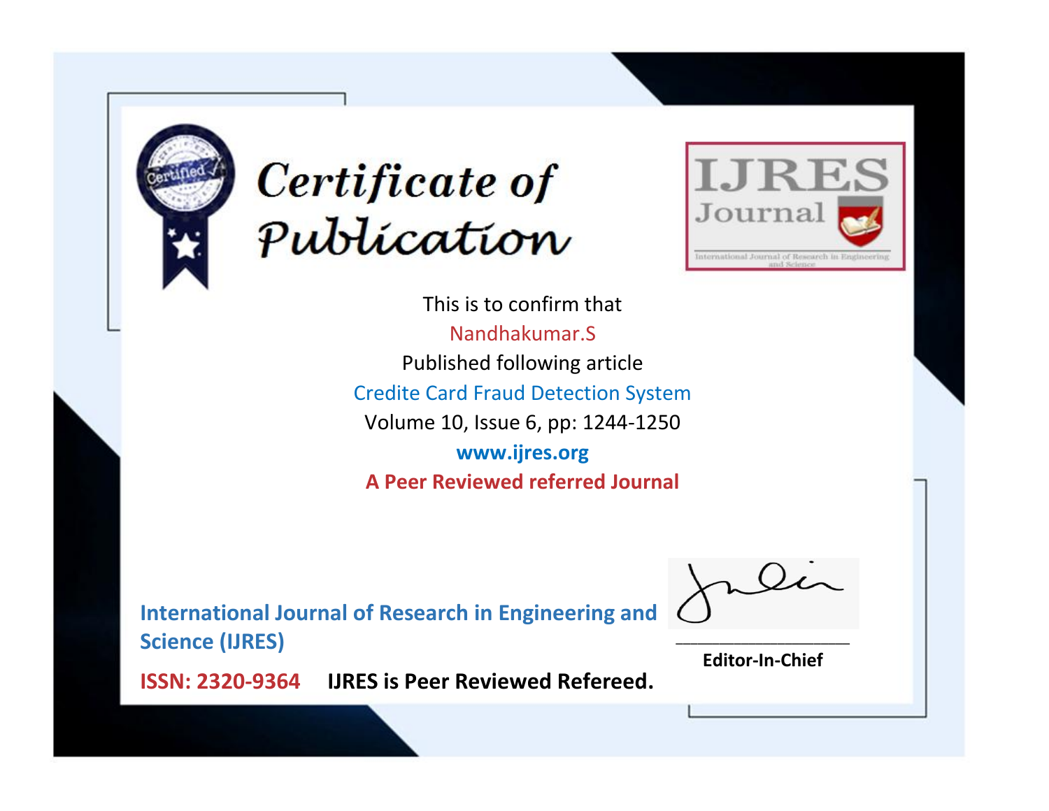# Certificate of Publication

IJRES Journal

International Journal of Research in Engineering and Science

This is to confirm that

Nandhakumar.S

Published following article

Credite Card Fraud Detection System

Volume 10, Issue 6, pp: 1244-1250

**www.ijres.org**

**A Peer Reviewed referred Journal**

**International Journal of Research in Engineering and Science (IJRES)**

**ISSN: 2320-9364** **IJRES is Peer Reviewed Refereed.**

**Editor-In-Chief**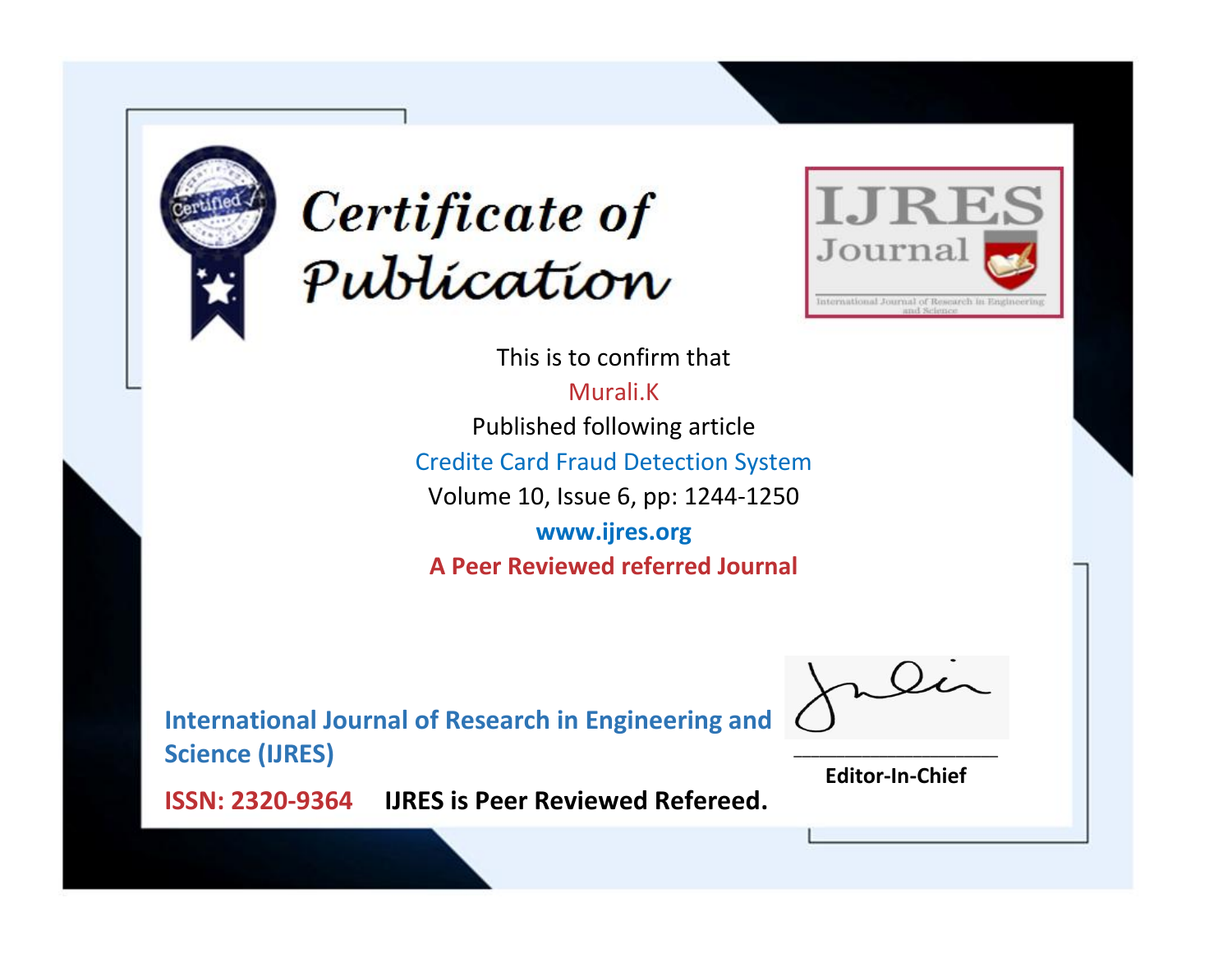# Certificate of Publication

IJRES Journal

International Journal of Research in Engineering and Science

This is to confirm that

Murali.K

Published following article

Credite Card Fraud Detection System

Volume 10, Issue 6, pp: 1244-1250

**www.ijres.org**

**A Peer Reviewed referred Journal**

**International Journal of Research in Engineering and Science (IJRES)**

**ISSN: 2320-9364** **IJRES is Peer Reviewed Refereed.**

**Editor-In-Chief**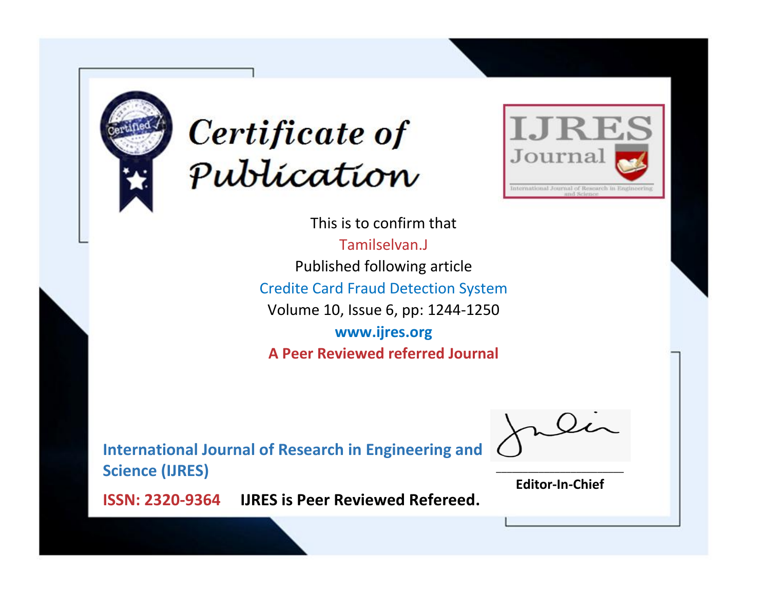# Certificate of Publication

IJRES Journal

International Journal of Research in Engineering and Science

This is to confirm that

Tamilselvan.J

Published following article

Credite Card Fraud Detection System

Volume 10, Issue 6, pp: 1244-1250

www.ijres.org

**A Peer Reviewed referred Journal**

**International Journal of Research in Engineering and Science (IJRES)**

**ISSN: 2320-9364** **IJRES is Peer Reviewed Refereed.**

**Editor-In-Chief**